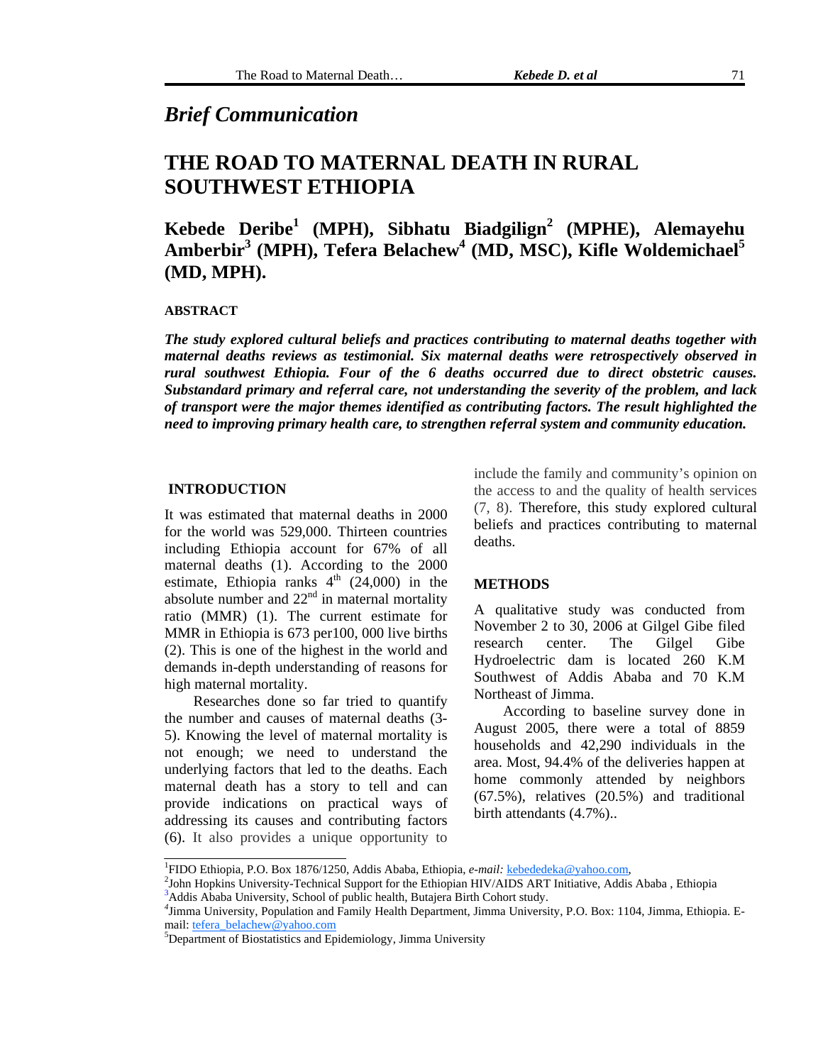*Brief Communication*

# THE ROAD TO MATERNAL DEATH IN RURAL SOUTHWEST ETHIOPIA

**Kebede Deribe[1] (MPH), Sibhatu Biadgilign[2] (MPHE), Alemayehu Amberbir[3] (MPH), Tefera Belachew[4] (MD, MSC), Kifle Woldemichael[5] (MD, MPH).**

#### ABSTRACT

***The study explored cultural beliefs and practices contributing to maternal deaths together with maternal deaths reviews as testimonial. Six maternal deaths were retrospectively observed in rural southwest Ethiopia. Four of the 6 deaths occurred due to direct obstetric causes. Substandard primary and referral care, not understanding the severity of the problem, and lack of transport were the major themes identified as contributing factors. The result highlighted the need to improving primary health care, to strengthen referral system and community education.***

#### INTRODUCTION

It was estimated that maternal deaths in 2000 for the world was 529,000. Thirteen countries including Ethiopia account for 67% of all maternal deaths (1). According to the 2000 estimate, Ethiopia ranks 4th (24,000) in the absolute number and 22nd in maternal mortality ratio (MMR) (1). The current estimate for MMR in Ethiopia is 673 per100, 000 live births (2). This is one of the highest in the world and demands in-depth understanding of reasons for high maternal mortality.

Researches done so far tried to quantify the number and causes of maternal deaths (3-5). Knowing the level of maternal mortality is not enough; we need to understand the underlying factors that led to the deaths. Each maternal death has a story to tell and can provide indications on practical ways of addressing its causes and contributing factors (6). It also provides a unique opportunity to include the family and community's opinion on the access to and the quality of health services (7, 8). Therefore, this study explored cultural beliefs and practices contributing to maternal deaths.

#### METHODS

A qualitative study was conducted from November 2 to 30, 2006 at Gilgel Gibe filed research center. The Gilgel Gibe Hydroelectric dam is located 260 K.M Southwest of Addis Ababa and 70 K.M Northeast of Jimma.

According to baseline survey done in August 2005, there were a total of 8859 households and 42,290 individuals in the area. Most, 94.4% of the deliveries happen at home commonly attended by neighbors (67.5%), relatives (20.5%) and traditional birth attendants (4.7%)..

---

[1]FIDO Ethiopia, P.O. Box 1876/1250, Addis Ababa, Ethiopia, *e-mail:* kebededeka@yahoo.com,
[2]John Hopkins University-Technical Support for the Ethiopian HIV/AIDS ART Initiative, Addis Ababa , Ethiopia
[3]Addis Ababa University, School of public health, Butajera Birth Cohort study.
[4]Jimma University, Population and Family Health Department, Jimma University, P.O. Box: 1104, Jimma, Ethiopia. E-mail: tefera_belachew@yahoo.com
[5]Department of Biostatistics and Epidemiology, Jimma University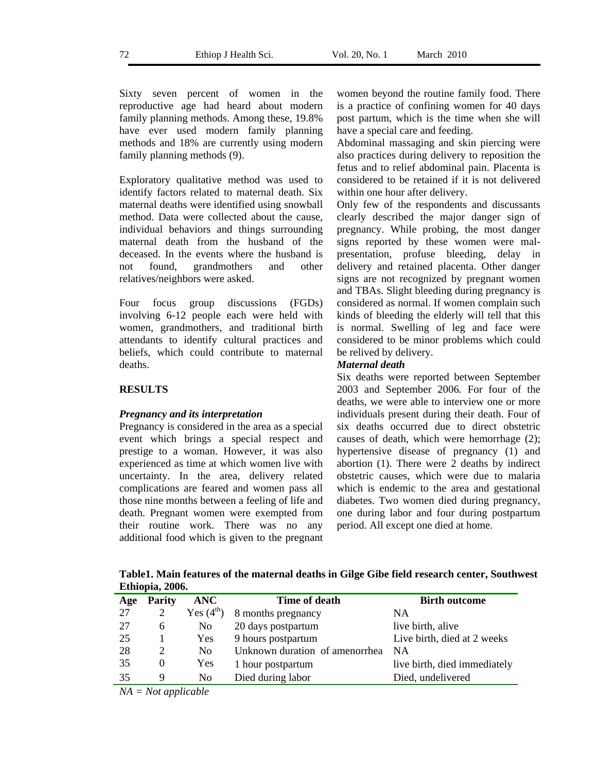Sixty seven percent of women in the reproductive age had heard about modern family planning methods. Among these, 19.8% have ever used modern family planning methods and 18% are currently using modern family planning methods (9).

Exploratory qualitative method was used to identify factors related to maternal death. Six maternal deaths were identified using snowball method. Data were collected about the cause, individual behaviors and things surrounding maternal death from the husband of the deceased. In the events where the husband is not found, grandmothers and other relatives/neighbors were asked.

Four focus group discussions (FGDs) involving 6-12 people each were held with women, grandmothers, and traditional birth attendants to identify cultural practices and beliefs, which could contribute to maternal deaths.

## RESULTS

### *Pregnancy and its interpretation*

Pregnancy is considered in the area as a special event which brings a special respect and prestige to a woman. However, it was also experienced as time at which women live with uncertainty. In the area, delivery related complications are feared and women pass all those nine months between a feeling of life and death. Pregnant women were exempted from their routine work. There was no any additional food which is given to the pregnant women beyond the routine family food. There is a practice of confining women for 40 days post partum, which is the time when she will have a special care and feeding.

Abdominal massaging and skin piercing were also practices during delivery to reposition the fetus and to relief abdominal pain. Placenta is considered to be retained if it is not delivered within one hour after delivery.

Only few of the respondents and discussants clearly described the major danger sign of pregnancy. While probing, the most danger signs reported by these women were mal-presentation, profuse bleeding, delay in delivery and retained placenta. Other danger signs are not recognized by pregnant women and TBAs. Slight bleeding during pregnancy is considered as normal. If women complain such kinds of bleeding the elderly will tell that this is normal. Swelling of leg and face were considered to be minor problems which could be relived by delivery.

### *Maternal death*

Six deaths were reported between September 2003 and September 2006. For four of the deaths, we were able to interview one or more individuals present during their death. Four of six deaths occurred due to direct obstetric causes of death, which were hemorrhage (2); hypertensive disease of pregnancy (1) and abortion (1). There were 2 deaths by indirect obstetric causes, which were due to malaria which is endemic to the area and gestational diabetes. Two women died during pregnancy, one during labor and four during postpartum period. All except one died at home.

**Table1. Main features of the maternal deaths in Gilge Gibe field research center, Southwest Ethiopia, 2006.**

| Age | Parity | ANC | Time of death | Birth outcome |
|---|---|---|---|---|
| 27 | 2 | Yes ($4^{th}$) | 8 months pregnancy | NA |
| 27 | 6 | No | 20 days postpartum | live birth, alive |
| 25 | 1 | Yes | 9 hours postpartum | Live birth, died at 2 weeks |
| 28 | 2 | No | Unknown duration of amenorrhea | NA |
| 35 | 0 | Yes | 1 hour postpartum | live birth, died immediately |
| 35 | 9 | No | Died during labor | Died, undelivered |

*NA = Not applicable*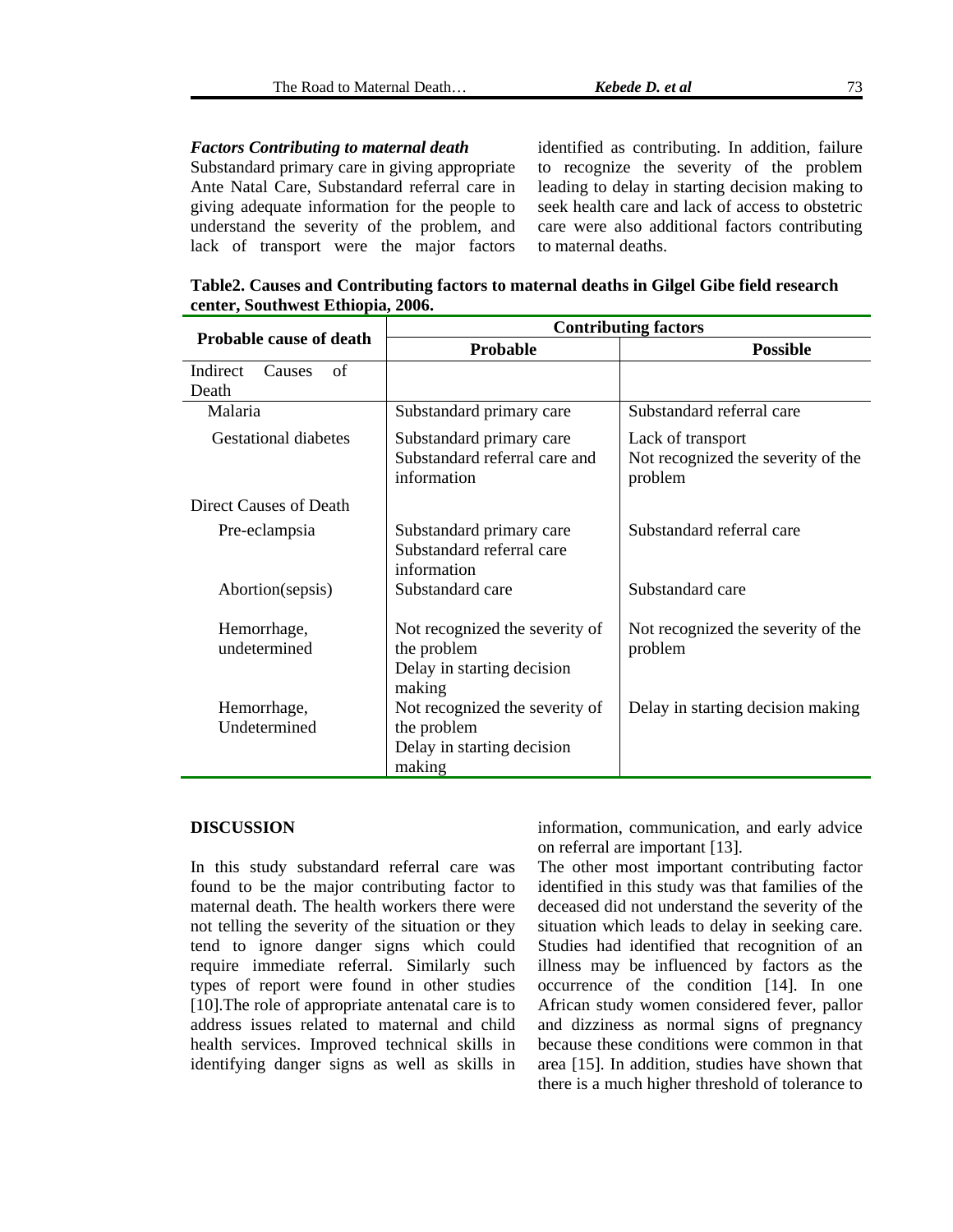### *Factors Contributing to maternal death*

Substandard primary care in giving appropriate Ante Natal Care, Substandard referral care in giving adequate information for the people to understand the severity of the problem, and lack of transport were the major factors identified as contributing. In addition, failure to recognize the severity of the problem leading to delay in starting decision making to seek health care and lack of access to obstetric care were also additional factors contributing to maternal deaths.

**Table2. Causes and Contributing factors to maternal deaths in Gilgel Gibe field research center, Southwest Ethiopia, 2006.**

| Probable cause of death | Contributing factors | |
|---|---|---|
| | **Probable** | **Possible** |
| Indirect Causes of Death | | |
| Malaria | Substandard primary care | Substandard referral care |
| Gestational diabetes | Substandard primary care<br>Substandard referral care and information | Lack of transport<br>Not recognized the severity of the problem |
| Direct Causes of Death | | |
| Pre-eclampsia | Substandard primary care<br>Substandard referral care information | Substandard referral care |
| Abortion(sepsis) | Substandard care | Substandard care |
| Hemorrhage, undetermined | Not recognized the severity of the problem<br>Delay in starting decision making | Not recognized the severity of the problem |
| Hemorrhage, Undetermined | Not recognized the severity of the problem<br>Delay in starting decision making | Delay in starting decision making |

## DISCUSSION

In this study substandard referral care was found to be the major contributing factor to maternal death. The health workers there were not telling the severity of the situation or they tend to ignore danger signs which could require immediate referral. Similarly such types of report were found in other studies [10].The role of appropriate antenatal care is to address issues related to maternal and child health services. Improved technical skills in identifying danger signs as well as skills in information, communication, and early advice on referral are important [13].

The other most important contributing factor identified in this study was that families of the deceased did not understand the severity of the situation which leads to delay in seeking care. Studies had identified that recognition of an illness may be influenced by factors as the occurrence of the condition [14]. In one African study women considered fever, pallor and dizziness as normal signs of pregnancy because these conditions were common in that area [15]. In addition, studies have shown that there is a much higher threshold of tolerance to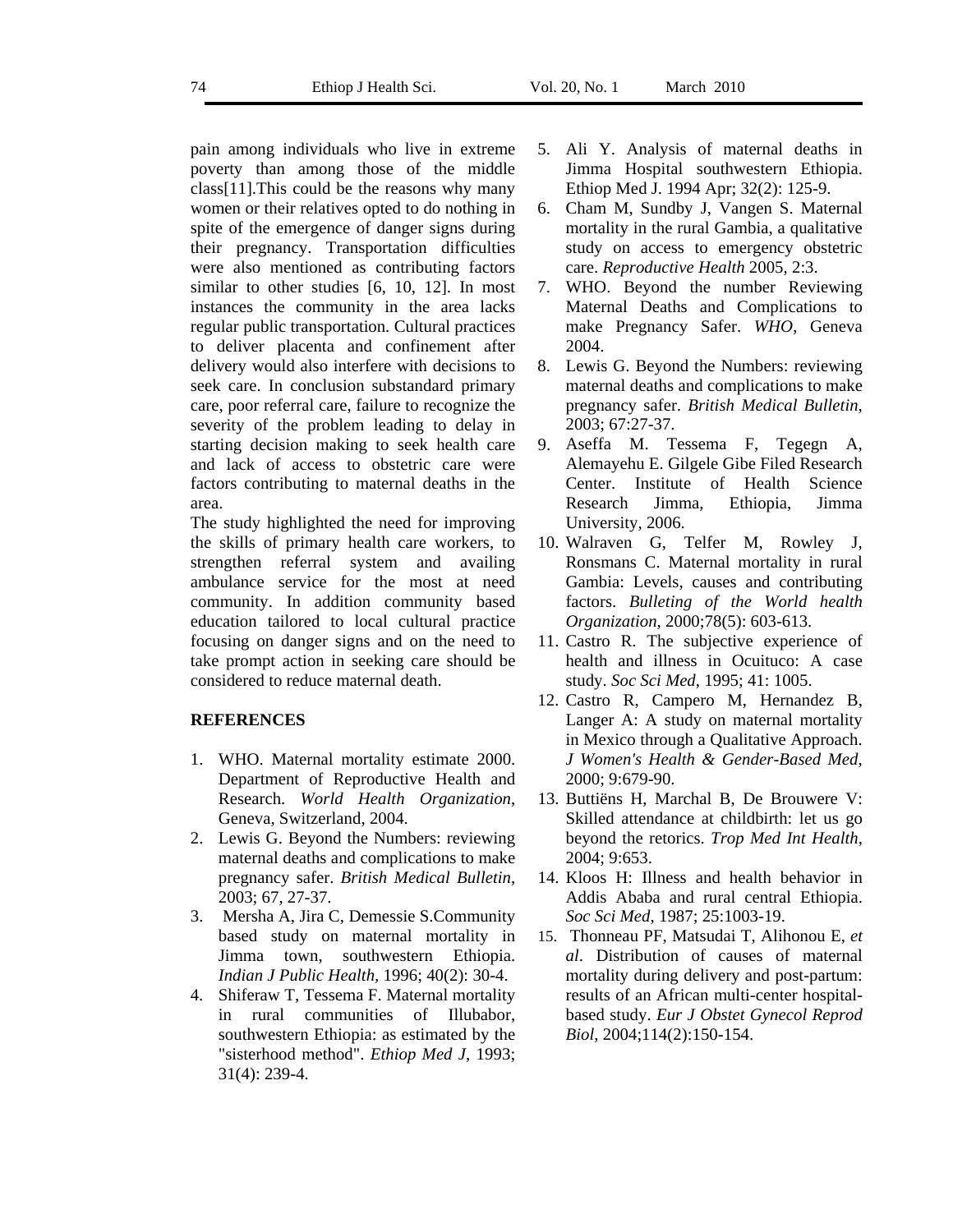pain among individuals who live in extreme poverty than among those of the middle class[11].This could be the reasons why many women or their relatives opted to do nothing in spite of the emergence of danger signs during their pregnancy. Transportation difficulties were also mentioned as contributing factors similar to other studies [6, 10, 12]. In most instances the community in the area lacks regular public transportation. Cultural practices to deliver placenta and confinement after delivery would also interfere with decisions to seek care. In conclusion substandard primary care, poor referral care, failure to recognize the severity of the problem leading to delay in starting decision making to seek health care and lack of access to obstetric care were factors contributing to maternal deaths in the area.

The study highlighted the need for improving the skills of primary health care workers, to strengthen referral system and availing ambulance service for the most at need community. In addition community based education tailored to local cultural practice focusing on danger signs and on the need to take prompt action in seeking care should be considered to reduce maternal death.

## REFERENCES

1. WHO. Maternal mortality estimate 2000. Department of Reproductive Health and Research. *World Health Organization*, Geneva, Switzerland, 2004.
2. Lewis G. Beyond the Numbers: reviewing maternal deaths and complications to make pregnancy safer. *British Medical Bulletin*, 2003; 67, 27-37.
3. Mersha A, Jira C, Demessie S.Community based study on maternal mortality in Jimma town, southwestern Ethiopia. *Indian J Public Health*, 1996; 40(2): 30-4.
4. Shiferaw T, Tessema F. Maternal mortality in rural communities of Illubabor, southwestern Ethiopia: as estimated by the "sisterhood method". *Ethiop Med J*, 1993; 31(4): 239-4.
5. Ali Y. Analysis of maternal deaths in Jimma Hospital southwestern Ethiopia. Ethiop Med J. 1994 Apr; 32(2): 125-9.
6. Cham M, Sundby J, Vangen S. Maternal mortality in the rural Gambia, a qualitative study on access to emergency obstetric care. *Reproductive Health* 2005, 2:3.
7. WHO. Beyond the number Reviewing Maternal Deaths and Complications to make Pregnancy Safer. *WHO*, Geneva 2004.
8. Lewis G. Beyond the Numbers: reviewing maternal deaths and complications to make pregnancy safer. *British Medical Bulletin*, 2003; 67:27-37.
9. Aseffa M. Tessema F, Tegegn A, Alemayehu E. Gilgele Gibe Filed Research Center. Institute of Health Science Research Jimma, Ethiopia, Jimma University, 2006.
10. Walraven G, Telfer M, Rowley J, Ronsmans C. Maternal mortality in rural Gambia: Levels, causes and contributing factors. *Bulleting of the World health Organization*, 2000;78(5): 603-613.
11. Castro R. The subjective experience of health and illness in Ocuituco: A case study. *Soc Sci Med*, 1995; 41: 1005.
12. Castro R, Campero M, Hernandez B, Langer A: A study on maternal mortality in Mexico through a Qualitative Approach. *J Women's Health & Gender-Based Med*, 2000; 9:679-90.
13. Buttiëns H, Marchal B, De Brouwere V: Skilled attendance at childbirth: let us go beyond the retorics. *Trop Med Int Health*, 2004; 9:653.
14. Kloos H: Illness and health behavior in Addis Ababa and rural central Ethiopia. *Soc Sci Med*, 1987; 25:1003-19.
15. Thonneau PF, Matsudai T, Alihonou E, *et al*. Distribution of causes of maternal mortality during delivery and post-partum: results of an African multi-center hospital-based study. *Eur J Obstet Gynecol Reprod Biol*, 2004;114(2):150-154.